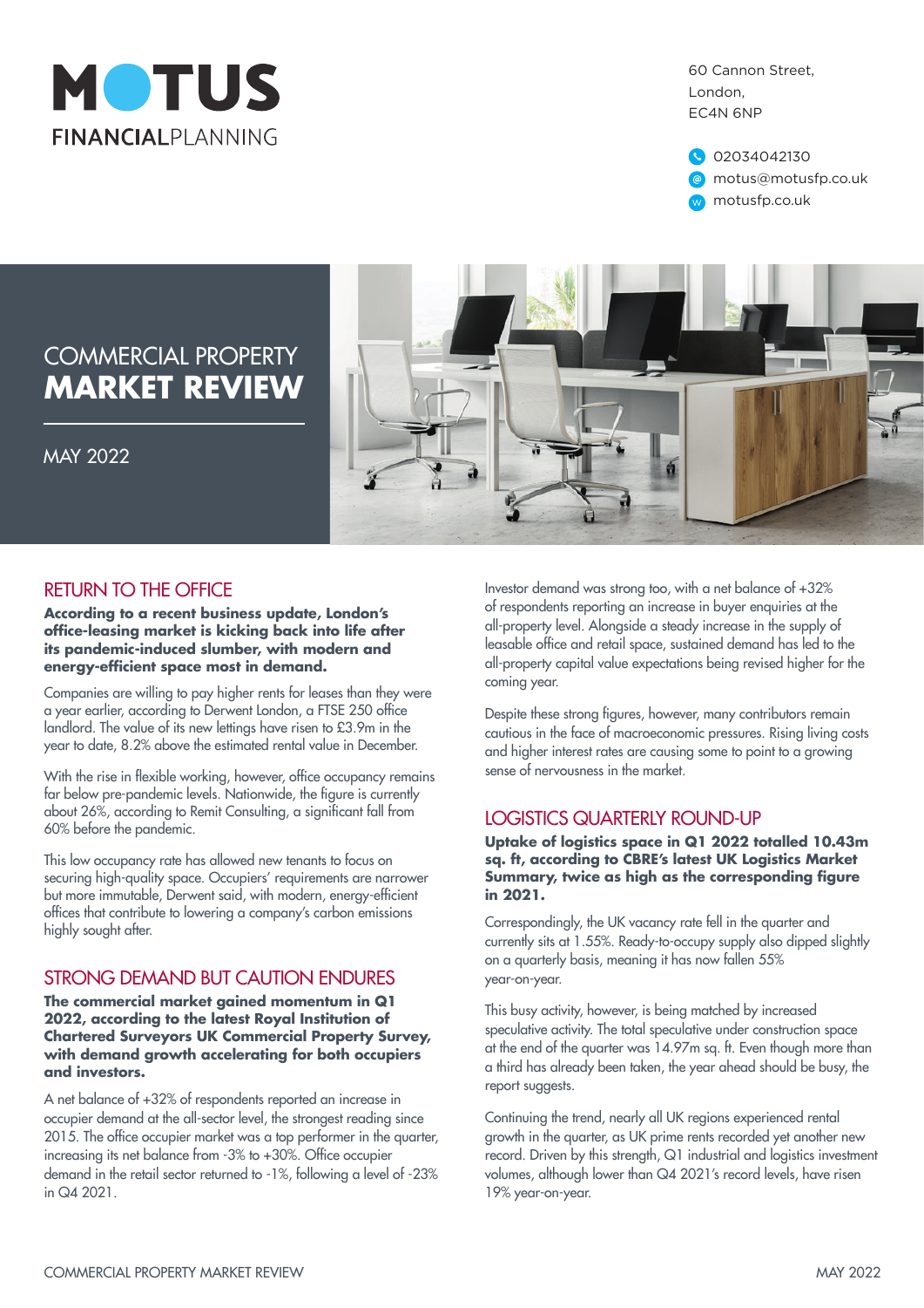MOTUS FINANCIALPLANNING

60 Cannon Street,
London,
EC4N 6NP

02034042130
motus@motusfp.co.uk
motusfp.co.uk

# COMMERCIAL PROPERTY MARKET REVIEW

MAY 2022

## RETURN TO THE OFFICE

**According to a recent business update, London's office-leasing market is kicking back into life after its pandemic-induced slumber, with modern and energy-efficient space most in demand.**

Companies are willing to pay higher rents for leases than they were a year earlier, according to Derwent London, a FTSE 250 office landlord. The value of its new lettings have risen to £3.9m in the year to date, 8.2% above the estimated rental value in December.

With the rise in flexible working, however, office occupancy remains far below pre-pandemic levels. Nationwide, the figure is currently about 26%, according to Remit Consulting, a significant fall from 60% before the pandemic.

This low occupancy rate has allowed new tenants to focus on securing high-quality space. Occupiers' requirements are narrower but more immutable, Derwent said, with modern, energy-efficient offices that contribute to lowering a company's carbon emissions highly sought after.

## STRONG DEMAND BUT CAUTION ENDURES

**The commercial market gained momentum in Q1 2022, according to the latest Royal Institution of Chartered Surveyors UK Commercial Property Survey, with demand growth accelerating for both occupiers and investors.**

A net balance of +32% of respondents reported an increase in occupier demand at the all-sector level, the strongest reading since 2015. The office occupier market was a top performer in the quarter, increasing its net balance from -3% to +30%. Office occupier demand in the retail sector returned to -1%, following a level of -23% in Q4 2021.

Investor demand was strong too, with a net balance of +32% of respondents reporting an increase in buyer enquiries at the all-property level. Alongside a steady increase in the supply of leasable office and retail space, sustained demand has led to the all-property capital value expectations being revised higher for the coming year.

Despite these strong figures, however, many contributors remain cautious in the face of macroeconomic pressures. Rising living costs and higher interest rates are causing some to point to a growing sense of nervousness in the market.

## LOGISTICS QUARTERLY ROUND-UP

**Uptake of logistics space in Q1 2022 totalled 10.43m sq. ft, according to CBRE's latest UK Logistics Market Summary, twice as high as the corresponding figure in 2021.**

Correspondingly, the UK vacancy rate fell in the quarter and currently sits at 1.55%. Ready-to-occupy supply also dipped slightly on a quarterly basis, meaning it has now fallen 55% year-on-year.

This busy activity, however, is being matched by increased speculative activity. The total speculative under construction space at the end of the quarter was 14.97m sq. ft. Even though more than a third has already been taken, the year ahead should be busy, the report suggests.

Continuing the trend, nearly all UK regions experienced rental growth in the quarter, as UK prime rents recorded yet another new record. Driven by this strength, Q1 industrial and logistics investment volumes, although lower than Q4 2021's record levels, have risen 19% year-on-year.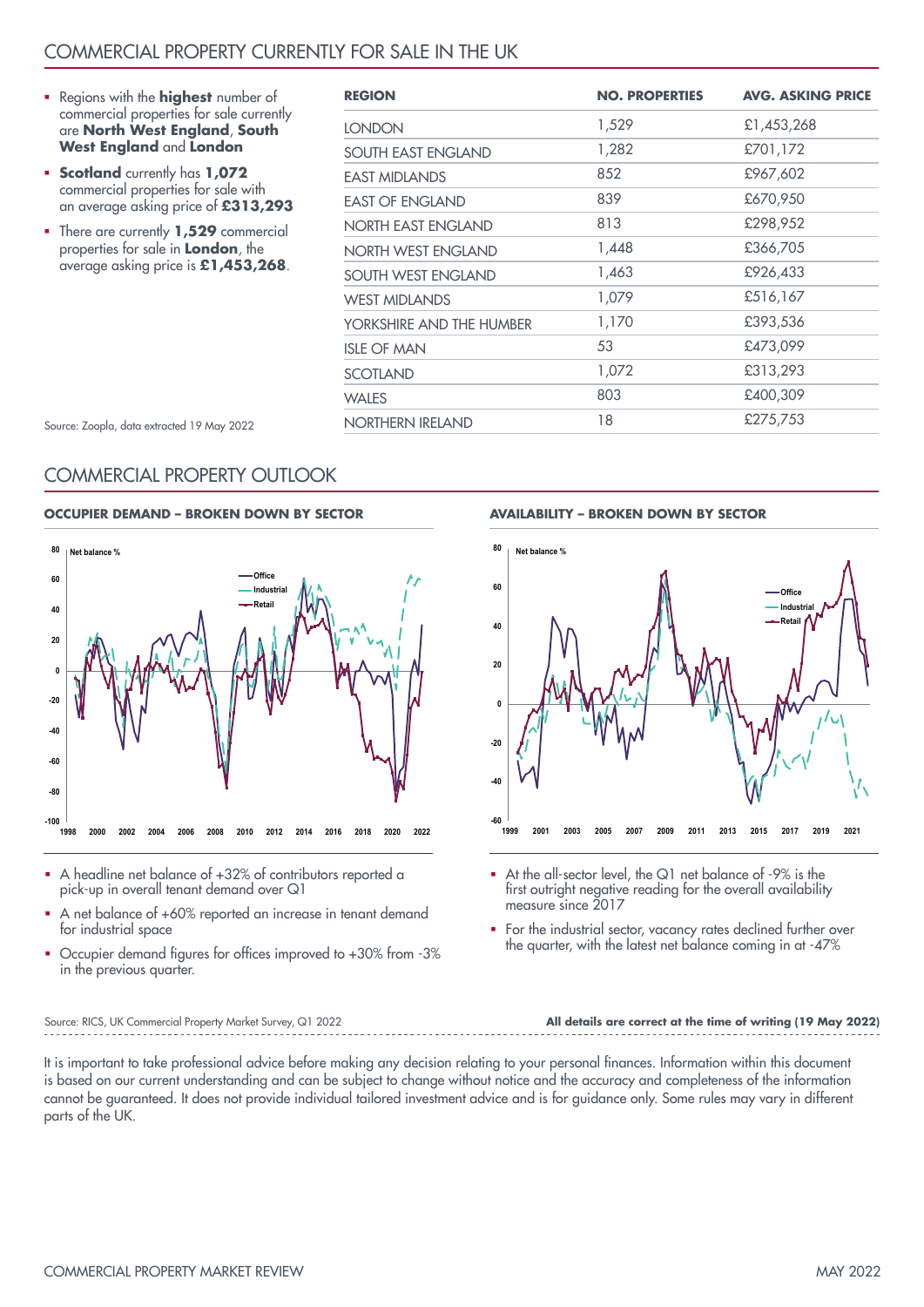## COMMERCIAL PROPERTY CURRENTLY FOR SALE IN THE UK

- Regions with the **highest** number of commercial properties for sale currently are **North West England**, **South West England** and **London**
- **Scotland** currently has **1,072** commercial properties for sale with an average asking price of **£313,293**
- There are currently **1,529** commercial properties for sale in **London**, the average asking price is **£1,453,268**.

| REGION | NO. PROPERTIES | AVG. ASKING PRICE |
|---|---|---|
| LONDON | 1,529 | £1,453,268 |
| SOUTH EAST ENGLAND | 1,282 | £701,172 |
| EAST MIDLANDS | 852 | £967,602 |
| EAST OF ENGLAND | 839 | £670,950 |
| NORTH EAST ENGLAND | 813 | £298,952 |
| NORTH WEST ENGLAND | 1,448 | £366,705 |
| SOUTH WEST ENGLAND | 1,463 | £926,433 |
| WEST MIDLANDS | 1,079 | £516,167 |
| YORKSHIRE AND THE HUMBER | 1,170 | £393,536 |
| ISLE OF MAN | 53 | £473,099 |
| SCOTLAND | 1,072 | £313,293 |
| WALES | 803 | £400,309 |
| NORTHERN IRELAND | 18 | £275,753 |

Source: Zoopla, data extracted 19 May 2022

## COMMERCIAL PROPERTY OUTLOOK

### OCCUPIER DEMAND – BROKEN DOWN BY SECTOR

Net balance %

Office
Industrial
Retail

80
60
40
20
0
-20
-40
-60
-80
-100

1998 2000 2002 2004 2006 2008 2010 2012 2014 2016 2018 2020 2022

- A headline net balance of +32% of contributors reported a pick-up in overall tenant demand over Q1
- A net balance of +60% reported an increase in tenant demand for industrial space
- Occupier demand figures for offices improved to +30% from -3% in the previous quarter.

### AVAILABILITY – BROKEN DOWN BY SECTOR

Net balance %

Office
Industrial
Retail

80
60
40
20
0
-20
-40
-60

1999 2001 2003 2005 2007 2009 2011 2013 2015 2017 2019 2021

- At the all-sector level, the Q1 net balance of -9% is the first outright negative reading for the overall availability measure since 2017
- For the industrial sector, vacancy rates declined further over the quarter, with the latest net balance coming in at -47%

Source: RICS, UK Commercial Property Market Survey, Q1 2022

**All details are correct at the time of writing (19 May 2022)**

It is important to take professional advice before making any decision relating to your personal finances. Information within this document is based on our current understanding and can be subject to change without notice and the accuracy and completeness of the information cannot be guaranteed. It does not provide individual tailored investment advice and is for guidance only. Some rules may vary in different parts of the UK.